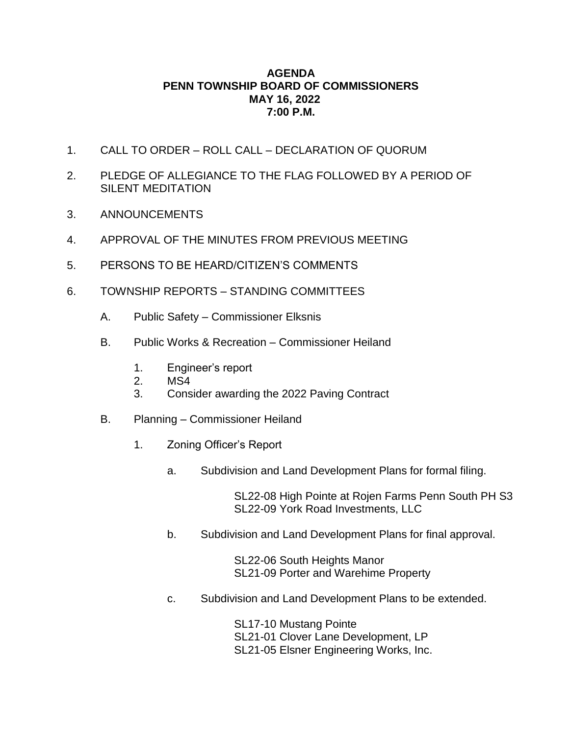# AGENDA
## PENN TOWNSHIP BOARD OF COMMISSIONERS
## MAY 16, 2022
## 7:00 P.M.

1. CALL TO ORDER – ROLL CALL – DECLARATION OF QUORUM

2. PLEDGE OF ALLEGIANCE TO THE FLAG FOLLOWED BY A PERIOD OF SILENT MEDITATION

3. ANNOUNCEMENTS

4. APPROVAL OF THE MINUTES FROM PREVIOUS MEETING

5. PERSONS TO BE HEARD/CITIZEN'S COMMENTS

6. TOWNSHIP REPORTS – STANDING COMMITTEES

   A. Public Safety – Commissioner Elksnis

   B. Public Works & Recreation – Commissioner Heiland

      1. Engineer's report
      2. MS4
      3. Consider awarding the 2022 Paving Contract

   B. Planning – Commissioner Heiland

      1. Zoning Officer's Report

         a. Subdivision and Land Development Plans for formal filing.

            SL22-08 High Pointe at Rojen Farms Penn South PH S3
            SL22-09 York Road Investments, LLC

         b. Subdivision and Land Development Plans for final approval.

            SL22-06 South Heights Manor
            SL21-09 Porter and Warehime Property

         c. Subdivision and Land Development Plans to be extended.

            SL17-10 Mustang Pointe
            SL21-01 Clover Lane Development, LP
            SL21-05 Elsner Engineering Works, Inc.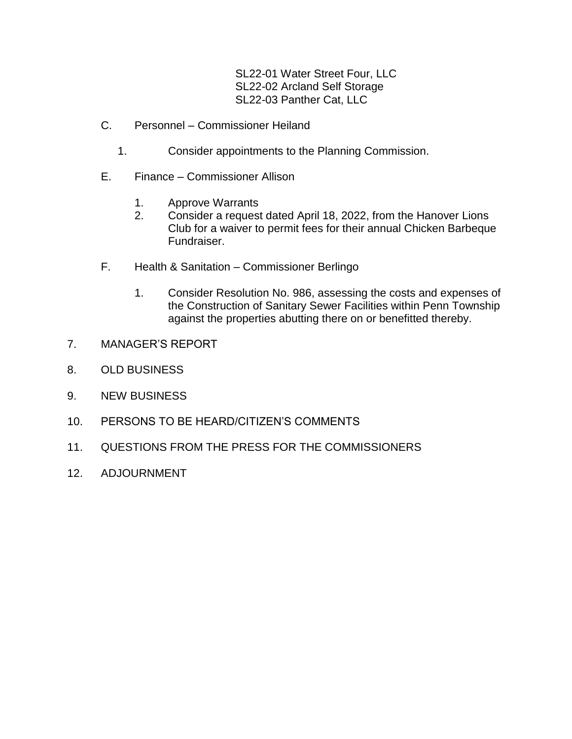SL22-01 Water Street Four, LLC
SL22-02 Arcland Self Storage
SL22-03 Panther Cat, LLC

C. Personnel – Commissioner Heiland

1. Consider appointments to the Planning Commission.

E. Finance – Commissioner Allison

1. Approve Warrants
2. Consider a request dated April 18, 2022, from the Hanover Lions Club for a waiver to permit fees for their annual Chicken Barbeque Fundraiser.

F. Health & Sanitation – Commissioner Berlingo

1. Consider Resolution No. 986, assessing the costs and expenses of the Construction of Sanitary Sewer Facilities within Penn Township against the properties abutting there on or benefitted thereby.

7. MANAGER'S REPORT

8. OLD BUSINESS

9. NEW BUSINESS

10. PERSONS TO BE HEARD/CITIZEN'S COMMENTS

11. QUESTIONS FROM THE PRESS FOR THE COMMISSIONERS

12. ADJOURNMENT